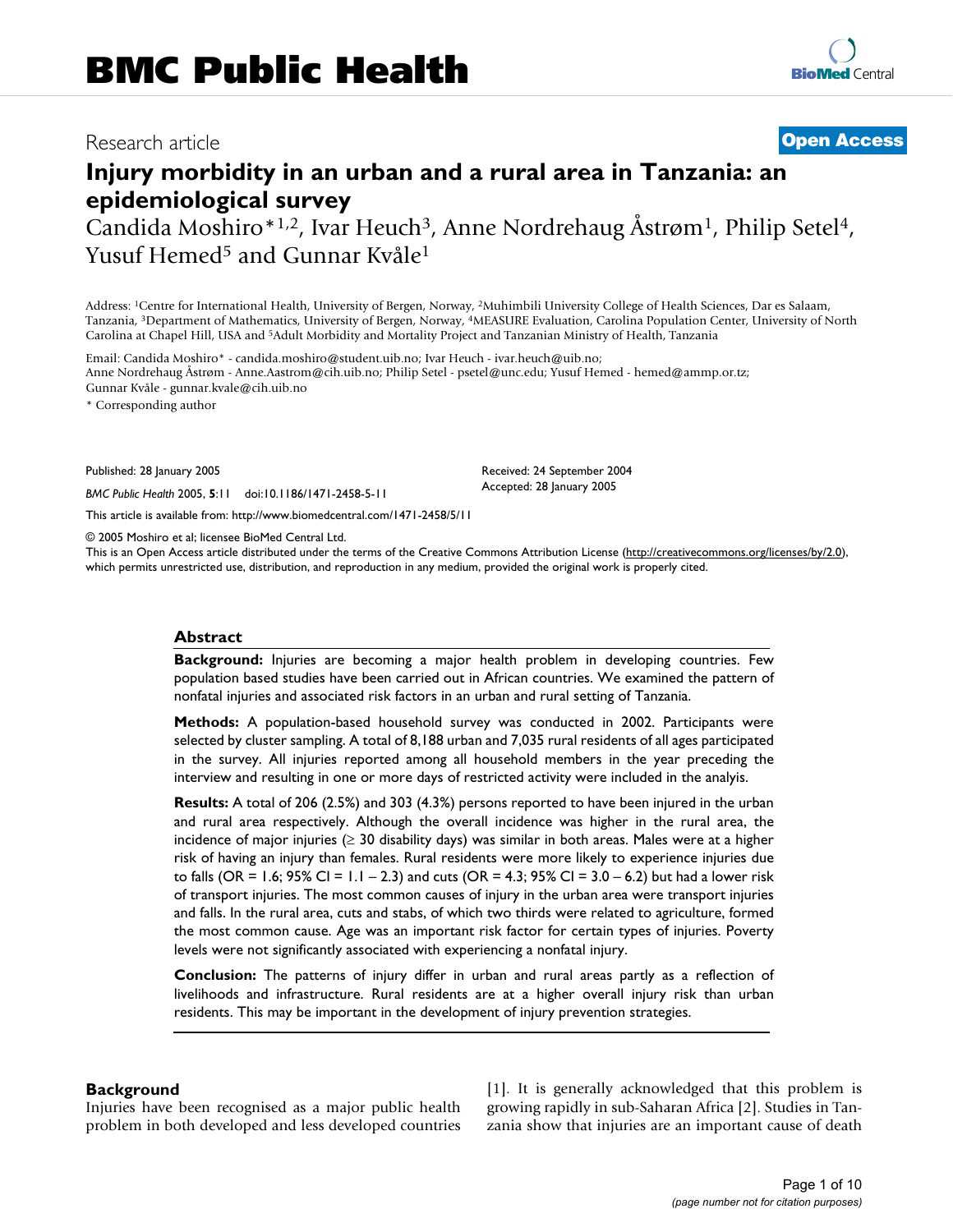# BMC Public Health

Research article

**Open Access**

# Injury morbidity in an urban and a rural area in Tanzania: an epidemiological survey

Candida Moshiro*[1,2], Ivar Heuch[3], Anne Nordrehaug Åstrøm[1], Philip Setel[4], Yusuf Hemed[5] and Gunnar Kvåle[1]

Address: [1]Centre for International Health, University of Bergen, Norway, [2]Muhimbili University College of Health Sciences, Dar es Salaam, Tanzania, [3]Department of Mathematics, University of Bergen, Norway, [4]MEASURE Evaluation, Carolina Population Center, University of North Carolina at Chapel Hill, USA and [5]Adult Morbidity and Mortality Project and Tanzanian Ministry of Health, Tanzania

Email: Candida Moshiro* - candida.moshiro@student.uib.no; Ivar Heuch - ivar.heuch@uib.no; Anne Nordrehaug Åstrøm - Anne.Aastrom@cih.uib.no; Philip Setel - psetel@unc.edu; Yusuf Hemed - hemed@ammp.or.tz; Gunnar Kvåle - gunnar.kvale@cih.uib.no

\* Corresponding author

Published: 28 January 2005

*BMC Public Health* 2005, **5**:11 doi:10.1186/1471-2458-5-11

Received: 24 September 2004
Accepted: 28 January 2005

This article is available from: http://www.biomedcentral.com/1471-2458/5/11

© 2005 Moshiro et al; licensee BioMed Central Ltd.
This is an Open Access article distributed under the terms of the Creative Commons Attribution License (http://creativecommons.org/licenses/by/2.0), which permits unrestricted use, distribution, and reproduction in any medium, provided the original work is properly cited.

## Abstract

**Background:** Injuries are becoming a major health problem in developing countries. Few population based studies have been carried out in African countries. We examined the pattern of nonfatal injuries and associated risk factors in an urban and rural setting of Tanzania.

**Methods:** A population-based household survey was conducted in 2002. Participants were selected by cluster sampling. A total of 8,188 urban and 7,035 rural residents of all ages participated in the survey. All injuries reported among all household members in the year preceding the interview and resulting in one or more days of restricted activity were included in the analysis.

**Results:** A total of 206 (2.5%) and 303 (4.3%) persons reported to have been injured in the urban and rural area respectively. Although the overall incidence was higher in the rural area, the incidence of major injuries (≥ 30 disability days) was similar in both areas. Males were at a higher risk of having an injury than females. Rural residents were more likely to experience injuries due to falls (OR = 1.6; 95% CI = 1.1 – 2.3) and cuts (OR = 4.3; 95% CI = 3.0 – 6.2) but had a lower risk of transport injuries. The most common causes of injury in the urban area were transport injuries and falls. In the rural area, cuts and stabs, of which two thirds were related to agriculture, formed the most common cause. Age was an important risk factor for certain types of injuries. Poverty levels were not significantly associated with experiencing a nonfatal injury.

**Conclusion:** The patterns of injury differ in urban and rural areas partly as a reflection of livelihoods and infrastructure. Rural residents are at a higher overall injury risk than urban residents. This may be important in the development of injury prevention strategies.

## Background

Injuries have been recognised as a major public health problem in both developed and less developed countries [1]. It is generally acknowledged that this problem is growing rapidly in sub-Saharan Africa [2]. Studies in Tanzania show that injuries are an important cause of death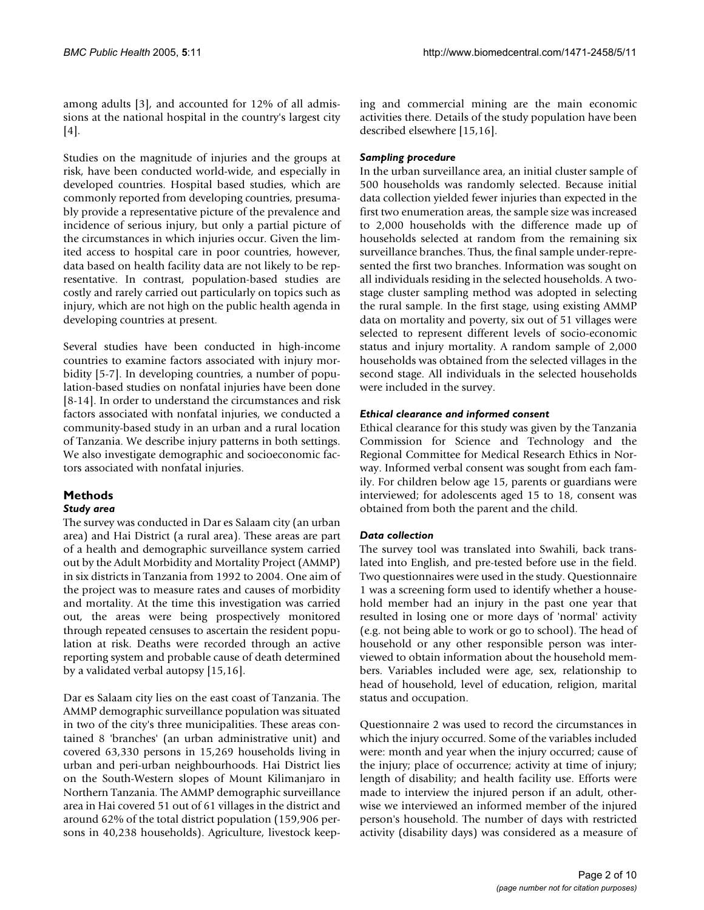among adults [3], and accounted for 12% of all admissions at the national hospital in the country's largest city [4].

Studies on the magnitude of injuries and the groups at risk, have been conducted world-wide, and especially in developed countries. Hospital based studies, which are commonly reported from developing countries, presumably provide a representative picture of the prevalence and incidence of serious injury, but only a partial picture of the circumstances in which injuries occur. Given the limited access to hospital care in poor countries, however, data based on health facility data are not likely to be representative. In contrast, population-based studies are costly and rarely carried out particularly on topics such as injury, which are not high on the public health agenda in developing countries at present.

Several studies have been conducted in high-income countries to examine factors associated with injury morbidity [5-7]. In developing countries, a number of population-based studies on nonfatal injuries have been done [8-14]. In order to understand the circumstances and risk factors associated with nonfatal injuries, we conducted a community-based study in an urban and a rural location of Tanzania. We describe injury patterns in both settings. We also investigate demographic and socioeconomic factors associated with nonfatal injuries.

## Methods

### *Study area*

The survey was conducted in Dar es Salaam city (an urban area) and Hai District (a rural area). These areas are part of a health and demographic surveillance system carried out by the Adult Morbidity and Mortality Project (AMMP) in six districts in Tanzania from 1992 to 2004. One aim of the project was to measure rates and causes of morbidity and mortality. At the time this investigation was carried out, the areas were being prospectively monitored through repeated censuses to ascertain the resident population at risk. Deaths were recorded through an active reporting system and probable cause of death determined by a validated verbal autopsy [15,16].

Dar es Salaam city lies on the east coast of Tanzania. The AMMP demographic surveillance population was situated in two of the city's three municipalities. These areas contained 8 'branches' (an urban administrative unit) and covered 63,330 persons in 15,269 households living in urban and peri-urban neighbourhoods. Hai District lies on the South-Western slopes of Mount Kilimanjaro in Northern Tanzania. The AMMP demographic surveillance area in Hai covered 51 out of 61 villages in the district and around 62% of the total district population (159,906 persons in 40,238 households). Agriculture, livestock keeping and commercial mining are the main economic activities there. Details of the study population have been described elsewhere [15,16].

### *Sampling procedure*

In the urban surveillance area, an initial cluster sample of 500 households was randomly selected. Because initial data collection yielded fewer injuries than expected in the first two enumeration areas, the sample size was increased to 2,000 households with the difference made up of households selected at random from the remaining six surveillance branches. Thus, the final sample under-represented the first two branches. Information was sought on all individuals residing in the selected households. A two-stage cluster sampling method was adopted in selecting the rural sample. In the first stage, using existing AMMP data on mortality and poverty, six out of 51 villages were selected to represent different levels of socio-economic status and injury mortality. A random sample of 2,000 households was obtained from the selected villages in the second stage. All individuals in the selected households were included in the survey.

### *Ethical clearance and informed consent*

Ethical clearance for this study was given by the Tanzania Commission for Science and Technology and the Regional Committee for Medical Research Ethics in Norway. Informed verbal consent was sought from each family. For children below age 15, parents or guardians were interviewed; for adolescents aged 15 to 18, consent was obtained from both the parent and the child.

### *Data collection*

The survey tool was translated into Swahili, back translated into English, and pre-tested before use in the field. Two questionnaires were used in the study. Questionnaire 1 was a screening form used to identify whether a household member had an injury in the past one year that resulted in losing one or more days of 'normal' activity (e.g. not being able to work or go to school). The head of household or any other responsible person was interviewed to obtain information about the household members. Variables included were age, sex, relationship to head of household, level of education, religion, marital status and occupation.

Questionnaire 2 was used to record the circumstances in which the injury occurred. Some of the variables included were: month and year when the injury occurred; cause of the injury; place of occurrence; activity at time of injury; length of disability; and health facility use. Efforts were made to interview the injured person if an adult, otherwise we interviewed an informed member of the injured person's household. The number of days with restricted activity (disability days) was considered as a measure of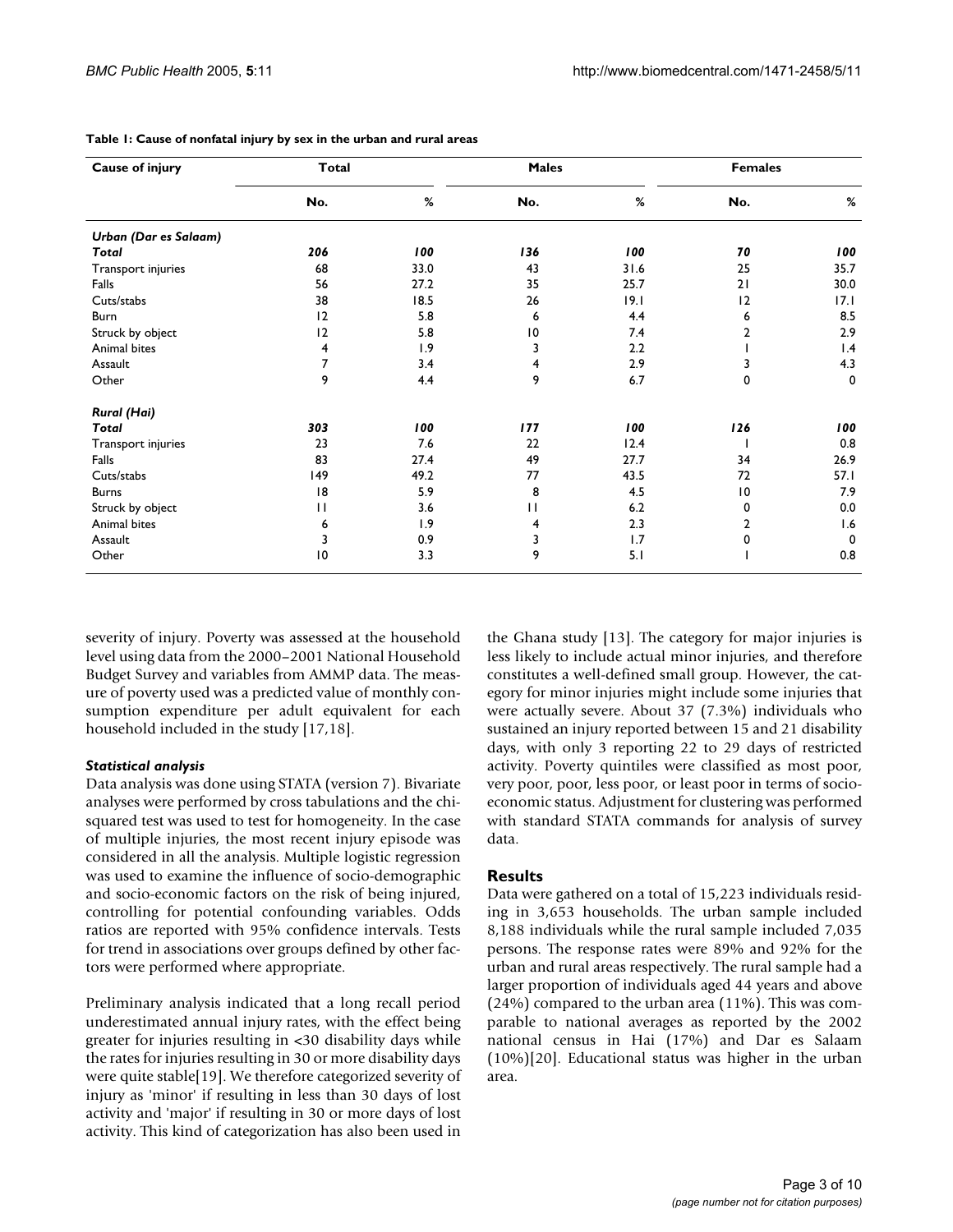**Table 1: Cause of nonfatal injury by sex in the urban and rural areas**

| Cause of injury | Total | | Males | | Females | |
|---|---|---|---|---|---|---|
| | No. | % | No. | % | No. | % |
| ***Urban (Dar es Salaam)*** | | | | | | |
| ***Total*** | ***206*** | ***100*** | ***136*** | ***100*** | ***70*** | ***100*** |
| Transport injuries | 68 | 33.0 | 43 | 31.6 | 25 | 35.7 |
| Falls | 56 | 27.2 | 35 | 25.7 | 21 | 30.0 |
| Cuts/stabs | 38 | 18.5 | 26 | 19.1 | 12 | 17.1 |
| Burn | 12 | 5.8 | 6 | 4.4 | 6 | 8.5 |
| Struck by object | 12 | 5.8 | 10 | 7.4 | 2 | 2.9 |
| Animal bites | 4 | 1.9 | 3 | 2.2 | 1 | 1.4 |
| Assault | 7 | 3.4 | 4 | 2.9 | 3 | 4.3 |
| Other | 9 | 4.4 | 9 | 6.7 | 0 | 0 |
| ***Rural (Hai)*** | | | | | | |
| ***Total*** | ***303*** | ***100*** | ***177*** | ***100*** | ***126*** | ***100*** |
| Transport injuries | 23 | 7.6 | 22 | 12.4 | 1 | 0.8 |
| Falls | 83 | 27.4 | 49 | 27.7 | 34 | 26.9 |
| Cuts/stabs | 149 | 49.2 | 77 | 43.5 | 72 | 57.1 |
| Burns | 18 | 5.9 | 8 | 4.5 | 10 | 7.9 |
| Struck by object | 11 | 3.6 | 11 | 6.2 | 0 | 0.0 |
| Animal bites | 6 | 1.9 | 4 | 2.3 | 2 | 1.6 |
| Assault | 3 | 0.9 | 3 | 1.7 | 0 | 0 |
| Other | 10 | 3.3 | 9 | 5.1 | 1 | 0.8 |

severity of injury. Poverty was assessed at the household level using data from the 2000–2001 National Household Budget Survey and variables from AMMP data. The measure of poverty used was a predicted value of monthly consumption expenditure per adult equivalent for each household included in the study [17,18].

### *Statistical analysis*

Data analysis was done using STATA (version 7). Bivariate analyses were performed by cross tabulations and the chi-squared test was used to test for homogeneity. In the case of multiple injuries, the most recent injury episode was considered in all the analysis. Multiple logistic regression was used to examine the influence of socio-demographic and socio-economic factors on the risk of being injured, controlling for potential confounding variables. Odds ratios are reported with 95% confidence intervals. Tests for trend in associations over groups defined by other factors were performed where appropriate.

Preliminary analysis indicated that a long recall period underestimated annual injury rates, with the effect being greater for injuries resulting in <30 disability days while the rates for injuries resulting in 30 or more disability days were quite stable[19]. We therefore categorized severity of injury as 'minor' if resulting in less than 30 days of lost activity and 'major' if resulting in 30 or more days of lost activity. This kind of categorization has also been used in the Ghana study [13]. The category for major injuries is less likely to include actual minor injuries, and therefore constitutes a well-defined small group. However, the category for minor injuries might include some injuries that were actually severe. About 37 (7.3%) individuals who sustained an injury reported between 15 and 21 disability days, with only 3 reporting 22 to 29 days of restricted activity. Poverty quintiles were classified as most poor, very poor, poor, less poor, or least poor in terms of socio-economic status. Adjustment for clustering was performed with standard STATA commands for analysis of survey data.

## Results

Data were gathered on a total of 15,223 individuals residing in 3,653 households. The urban sample included 8,188 individuals while the rural sample included 7,035 persons. The response rates were 89% and 92% for the urban and rural areas respectively. The rural sample had a larger proportion of individuals aged 44 years and above (24%) compared to the urban area (11%). This was comparable to national averages as reported by the 2002 national census in Hai (17%) and Dar es Salaam (10%)[20]. Educational status was higher in the urban area.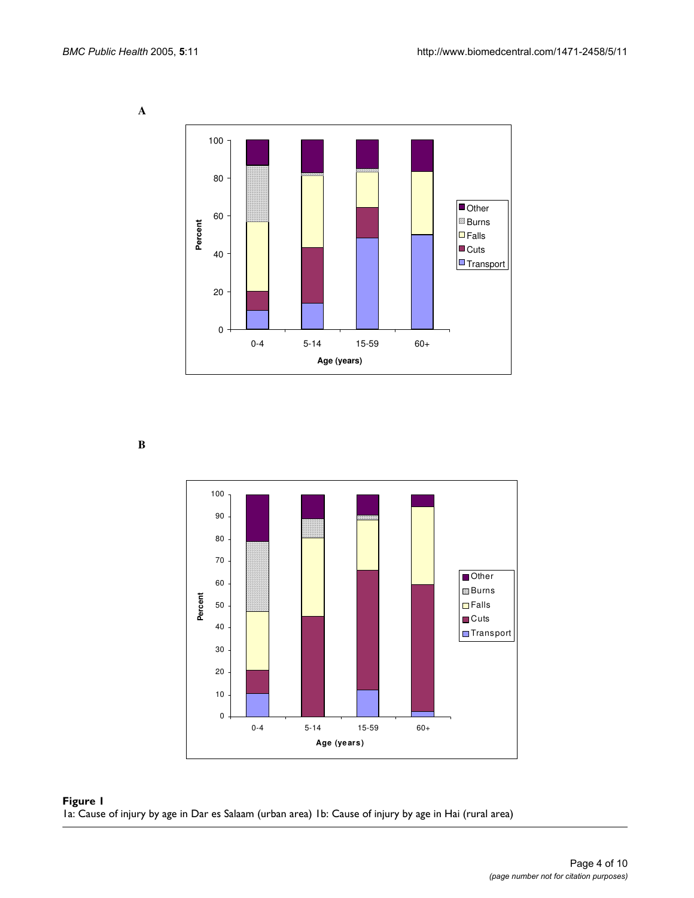**A**

**B**

**Figure 1**
1a: Cause of injury by age in Dar es Salaam (urban area) 1b: Cause of injury by age in Hai (rural area)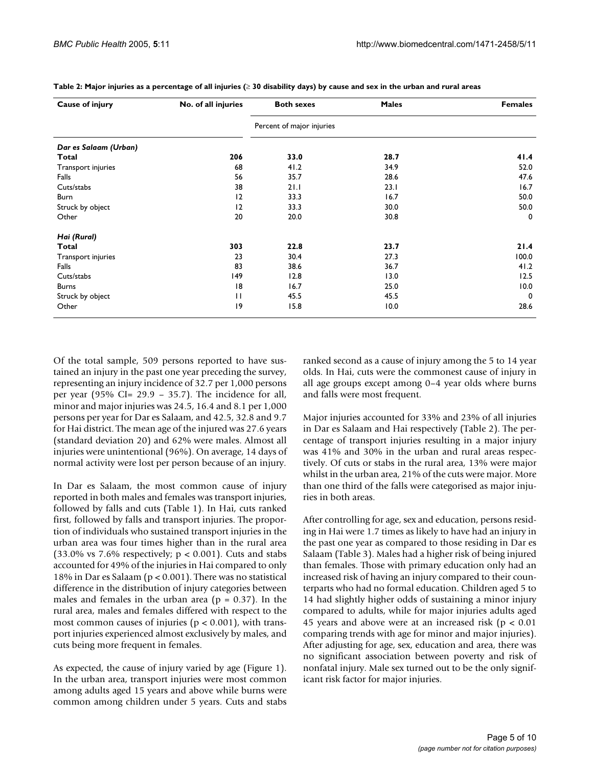**Table 2: Major injuries as a percentage of all injuries (≥ 30 disability days) by cause and sex in the urban and rural areas**

| Cause of injury | No. of all injuries | Both sexes | Males | Females |
|---|---|---|---|---|
| | | Percent of major injuries | | |
| ***Dar es Salaam (Urban)*** | | | | |
| **Total** | **206** | **33.0** | **28.7** | **41.4** |
| Transport injuries | 68 | 41.2 | 34.9 | 52.0 |
| Falls | 56 | 35.7 | 28.6 | 47.6 |
| Cuts/stabs | 38 | 21.1 | 23.1 | 16.7 |
| Burn | 12 | 33.3 | 16.7 | 50.0 |
| Struck by object | 12 | 33.3 | 30.0 | 50.0 |
| Other | 20 | 20.0 | 30.8 | 0 |
| ***Hai (Rural)*** | | | | |
| **Total** | **303** | **22.8** | **23.7** | **21.4** |
| Transport injuries | 23 | 30.4 | 27.3 | 100.0 |
| Falls | 83 | 38.6 | 36.7 | 41.2 |
| Cuts/stabs | 149 | 12.8 | 13.0 | 12.5 |
| Burns | 18 | 16.7 | 25.0 | 10.0 |
| Struck by object | 11 | 45.5 | 45.5 | 0 |
| Other | 19 | 15.8 | 10.0 | 28.6 |

Of the total sample, 509 persons reported to have sustained an injury in the past one year preceding the survey, representing an injury incidence of 32.7 per 1,000 persons per year (95% CI= 29.9 – 35.7). The incidence for all, minor and major injuries was 24.5, 16.4 and 8.1 per 1,000 persons per year for Dar es Salaam, and 42.5, 32.8 and 9.7 for Hai district. The mean age of the injured was 27.6 years (standard deviation 20) and 62% were males. Almost all injuries were unintentional (96%). On average, 14 days of normal activity were lost per person because of an injury.

In Dar es Salaam, the most common cause of injury reported in both males and females was transport injuries, followed by falls and cuts (Table 1). In Hai, cuts ranked first, followed by falls and transport injuries. The proportion of individuals who sustained transport injuries in the urban area was four times higher than in the rural area (33.0% vs 7.6% respectively; $p < 0.001$). Cuts and stabs accounted for 49% of the injuries in Hai compared to only 18% in Dar es Salaam ($p < 0.001$). There was no statistical difference in the distribution of injury categories between males and females in the urban area ($p = 0.37$). In the rural area, males and females differed with respect to the most common causes of injuries ($p < 0.001$), with transport injuries experienced almost exclusively by males, and cuts being more frequent in females.

As expected, the cause of injury varied by age (Figure 1). In the urban area, transport injuries were most common among adults aged 15 years and above while burns were common among children under 5 years. Cuts and stabs ranked second as a cause of injury among the 5 to 14 year olds. In Hai, cuts were the commonest cause of injury in all age groups except among 0–4 year olds where burns and falls were most frequent.

Major injuries accounted for 33% and 23% of all injuries in Dar es Salaam and Hai respectively (Table 2). The percentage of transport injuries resulting in a major injury was 41% and 30% in the urban and rural areas respectively. Of cuts or stabs in the rural area, 13% were major whilst in the urban area, 21% of the cuts were major. More than one third of the falls were categorised as major injuries in both areas.

After controlling for age, sex and education, persons residing in Hai were 1.7 times as likely to have had an injury in the past one year as compared to those residing in Dar es Salaam (Table 3). Males had a higher risk of being injured than females. Those with primary education only had an increased risk of having an injury compared to their counterparts who had no formal education. Children aged 5 to 14 had slightly higher odds of sustaining a minor injury compared to adults, while for major injuries adults aged 45 years and above were at an increased risk ($p < 0.01$ comparing trends with age for minor and major injuries). After adjusting for age, sex, education and area, there was no significant association between poverty and risk of nonfatal injury. Male sex turned out to be the only significant risk factor for major injuries.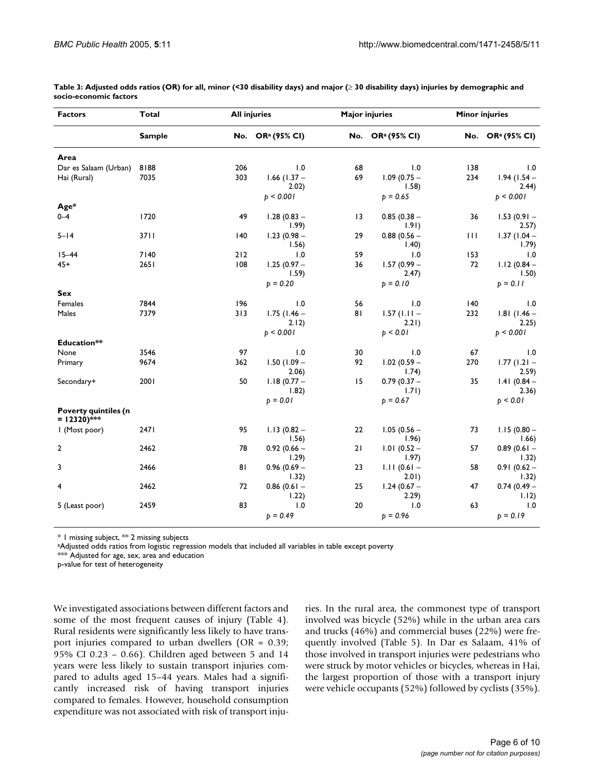**Table 3: Adjusted odds ratios (OR) for all, minor (<30 disability days) and major (≥ 30 disability days) injuries by demographic and socio-economic factors**

| Factors | Total | All injuries | | Major injuries | | Minor injuries | |
|---|---|---|---|---|---|---|---|
| | Sample | No. | OR[a] (95% CI) | No. | OR[a] (95% CI) | No. | OR[a] (95% CI) |
| **Area** | | | | | | | |
| Dar es Salaam (Urban) | 8188 | 206 | 1.0 | 68 | 1.0 | 138 | 1.0 |
| Hai (Rural) | 7035 | 303 | 1.66 (1.37 – 2.02) | 69 | 1.09 (0.75 – 1.58) | 234 | 1.94 (1.54 – 2.44) |
| | | | *p < 0.001* | | *p = 0.65* | | *p < 0.001* |
| **Age*** | | | | | | | |
| 0–4 | 1720 | 49 | 1.28 (0.83 – 1.99) | 13 | 0.85 (0.38 – 1.91) | 36 | 1.53 (0.91 – 2.57) |
| 5–14 | 3711 | 140 | 1.23 (0.98 – 1.56) | 29 | 0.88 (0.56 – 1.40) | 111 | 1.37 (1.04 – 1.79) |
| 15–44 | 7140 | 212 | 1.0 | 59 | 1.0 | 153 | 1.0 |
| 45+ | 2651 | 108 | 1.25 (0.97 – 1.59) | 36 | 1.57 (0.99 – 2.47) | 72 | 1.12 (0.84 – 1.50) |
| | | | *p = 0.20* | | *p = 0.10* | | *p = 0.11* |
| **Sex** | | | | | | | |
| Females | 7844 | 196 | 1.0 | 56 | 1.0 | 140 | 1.0 |
| Males | 7379 | 313 | 1.75 (1.46 – 2.12) | 81 | 1.57 (1.11 – 2.21) | 232 | 1.81 (1.46 – 2.25) |
| | | | *p < 0.001* | | *p < 0.01* | | *p < 0.001* |
| **Education**** | | | | | | | |
| None | 3546 | 97 | 1.0 | 30 | 1.0 | 67 | 1.0 |
| Primary | 9674 | 362 | 1.50 (1.09 – 2.06) | 92 | 1.02 (0.59 – 1.74) | 270 | 1.77 (1.21 – 2.59) |
| Secondary+ | 2001 | 50 | 1.18 (0.77 – 1.82) | 15 | 0.79 (0.37 – 1.71) | 35 | 1.41 (0.84 – 2.36) |
| | | | *p = 0.01* | | *p = 0.67* | | *p < 0.01* |
| **Poverty quintiles (n = 12320)***** | | | | | | | |
| 1 (Most poor) | 2471 | 95 | 1.13 (0.82 – 1.56) | 22 | 1.05 (0.56 – 1.96) | 73 | 1.15 (0.80 – 1.66) |
| 2 | 2462 | 78 | 0.92 (0.66 – 1.29) | 21 | 1.01 (0.52 – 1.97) | 57 | 0.89 (0.61 – 1.32) |
| 3 | 2466 | 81 | 0.96 (0.69 – 1.32) | 23 | 1.11 (0.61 – 2.01) | 58 | 0.91 (0.62 – 1.32) |
| 4 | 2462 | 72 | 0.86 (0.61 – 1.22) | 25 | 1.24 (0.67 – 2.29) | 47 | 0.74 (0.49 – 1.12) |
| 5 (Least poor) | 2459 | 83 | 1.0 | 20 | 1.0 | 63 | 1.0 |
| | | | *p = 0.49* | | *p = 0.96* | | *p = 0.19* |

\* 1 missing subject, ** 2 missing subjects
[a]Adjusted odds ratios from logistic regression models that included all variables in table except poverty
*** Adjusted for age, sex, area and education
p-value for test of heterogeneity

We investigated associations between different factors and some of the most frequent causes of injury (Table 4). Rural residents were significantly less likely to have transport injuries compared to urban dwellers (OR = 0.39; 95% CI 0.23 – 0.66). Children aged between 5 and 14 years were less likely to sustain transport injuries compared to adults aged 15–44 years. Males had a significantly increased risk of having transport injuries compared to females. However, household consumption expenditure was not associated with risk of transport injuries. In the rural area, the commonest type of transport involved was bicycle (52%) while in the urban area cars and trucks (46%) and commercial buses (22%) were frequently involved (Table 5). In Dar es Salaam, 41% of those involved in transport injuries were pedestrians who were struck by motor vehicles or bicycles, whereas in Hai, the largest proportion of those with a transport injury were vehicle occupants (52%) followed by cyclists (35%).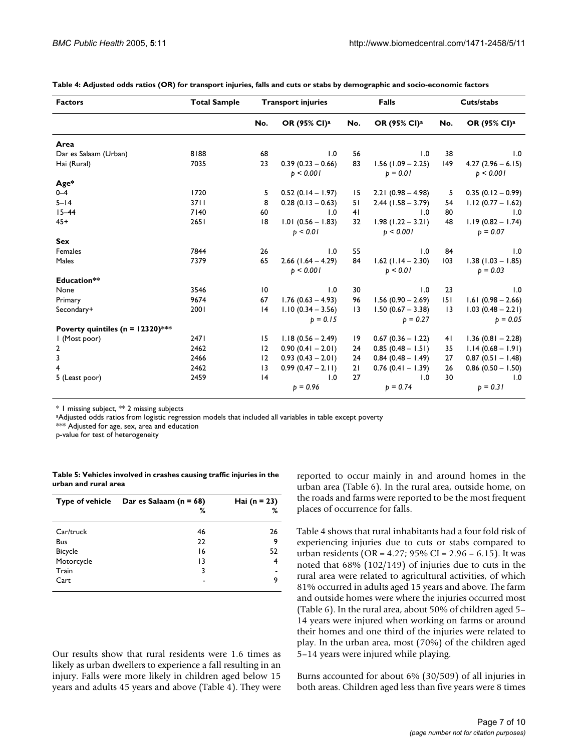**Table 4: Adjusted odds ratios (OR) for transport injuries, falls and cuts or stabs by demographic and socio-economic factors**

| Factors | Total Sample | Transport injuries | | Falls | | Cuts/stabs | |
|---|---|---|---|---|---|---|---|
| | | No. | OR (95% CI)[a] | No. | OR (95% CI)[a] | No. | OR (95% CI)[a] |
| **Area** | | | | | | | |
| Dar es Salaam (Urban) | 8188 | 68 | 1.0 | 56 | 1.0 | 38 | 1.0 |
| Hai (Rural) | 7035 | 23 | 0.39 (0.23 – 0.66) *p < 0.001* | 83 | 1.56 (1.09 – 2.25) *p = 0.01* | 149 | 4.27 (2.96 – 6.15) *p < 0.001* |
| **Age*** | | | | | | | |
| 0–4 | 1720 | 5 | 0.52 (0.14 – 1.97) | 15 | 2.21 (0.98 – 4.98) | 5 | 0.35 (0.12 – 0.99) |
| 5–14 | 3711 | 8 | 0.28 (0.13 – 0.63) | 51 | 2.44 (1.58 – 3.79) | 54 | 1.12 (0.77 – 1.62) |
| 15–44 | 7140 | 60 | 1.0 | 41 | 1.0 | 80 | 1.0 |
| 45+ | 2651 | 18 | 1.01 (0.56 – 1.83) *p < 0.01* | 32 | 1.98 (1.22 – 3.21) *p < 0.001* | 48 | 1.19 (0.82 – 1.74) *p = 0.07* |
| **Sex** | | | | | | | |
| Females | 7844 | 26 | 1.0 | 55 | 1.0 | 84 | 1.0 |
| Males | 7379 | 65 | 2.66 (1.64 – 4.29) *p < 0.001* | 84 | 1.62 (1.14 – 2.30) *p < 0.01* | 103 | 1.38 (1.03 – 1.85) *p = 0.03* |
| **Education**** | | | | | | | |
| None | 3546 | 10 | 1.0 | 30 | 1.0 | 23 | 1.0 |
| Primary | 9674 | 67 | 1.76 (0.63 – 4.93) | 96 | 1.56 (0.90 – 2.69) | 151 | 1.61 (0.98 – 2.66) |
| Secondary+ | 2001 | 14 | 1.10 (0.34 – 3.56) *p = 0.15* | 13 | 1.50 (0.67 – 3.38) *p = 0.27* | 13 | 1.03 (0.48 – 2.21) *p = 0.05* |
| **Poverty quintiles (n = 12320)***** | | | | | | | |
| 1 (Most poor) | 2471 | 15 | 1.18 (0.56 – 2.49) | 19 | 0.67 (0.36 – 1.22) | 41 | 1.36 (0.81 – 2.28) |
| 2 | 2462 | 12 | 0.90 (0.41 – 2.01) | 24 | 0.85 (0.48 – 1.51) | 35 | 1.14 (0.68 – 1.91) |
| 3 | 2466 | 12 | 0.93 (0.43 – 2.01) | 24 | 0.84 (0.48 – 1.49) | 27 | 0.87 (0.51 – 1.48) |
| 4 | 2462 | 13 | 0.99 (0.47 – 2.11) | 21 | 0.76 (0.41 – 1.39) | 26 | 0.86 (0.50 – 1.50) |
| 5 (Least poor) | 2459 | 14 | 1.0 *p = 0.96* | 27 | 1.0 *p = 0.74* | 30 | 1.0 *p = 0.31* |

* 1 missing subject, ** 2 missing subjects
[a]Adjusted odds ratios from logistic regression models that included all variables in table except poverty
*** Adjusted for age, sex, area and education
p-value for test of heterogeneity

**Table 5: Vehicles involved in crashes causing traffic injuries in the urban and rural area**

| Type of vehicle | Dar es Salaam (n = 68) % | Hai (n = 23) % |
|---|---|---|
| Car/truck | 46 | 26 |
| Bus | 22 | 9 |
| Bicycle | 16 | 52 |
| Motorcycle | 13 | 4 |
| Train | 3 | - |
| Cart | - | 9 |

Our results show that rural residents were 1.6 times as likely as urban dwellers to experience a fall resulting in an injury. Falls were more likely in children aged below 15 years and adults 45 years and above (Table 4). They were reported to occur mainly in and around homes in the urban area (Table 6). In the rural area, outside home, on the roads and farms were reported to be the most frequent places of occurrence for falls.

Table 4 shows that rural inhabitants had a four fold risk of experiencing injuries due to cuts or stabs compared to urban residents (OR = 4.27; 95% CI = 2.96 – 6.15). It was noted that 68% (102/149) of injuries due to cuts in the rural area were related to agricultural activities, of which 81% occurred in adults aged 15 years and above. The farm and outside homes were where the injuries occurred most (Table 6). In the rural area, about 50% of children aged 5–14 years were injured when working on farms or around their homes and one third of the injuries were related to play. In the urban area, most (70%) of the children aged 5–14 years were injured while playing.

Burns accounted for about 6% (30/509) of all injuries in both areas. Children aged less than five years were 8 times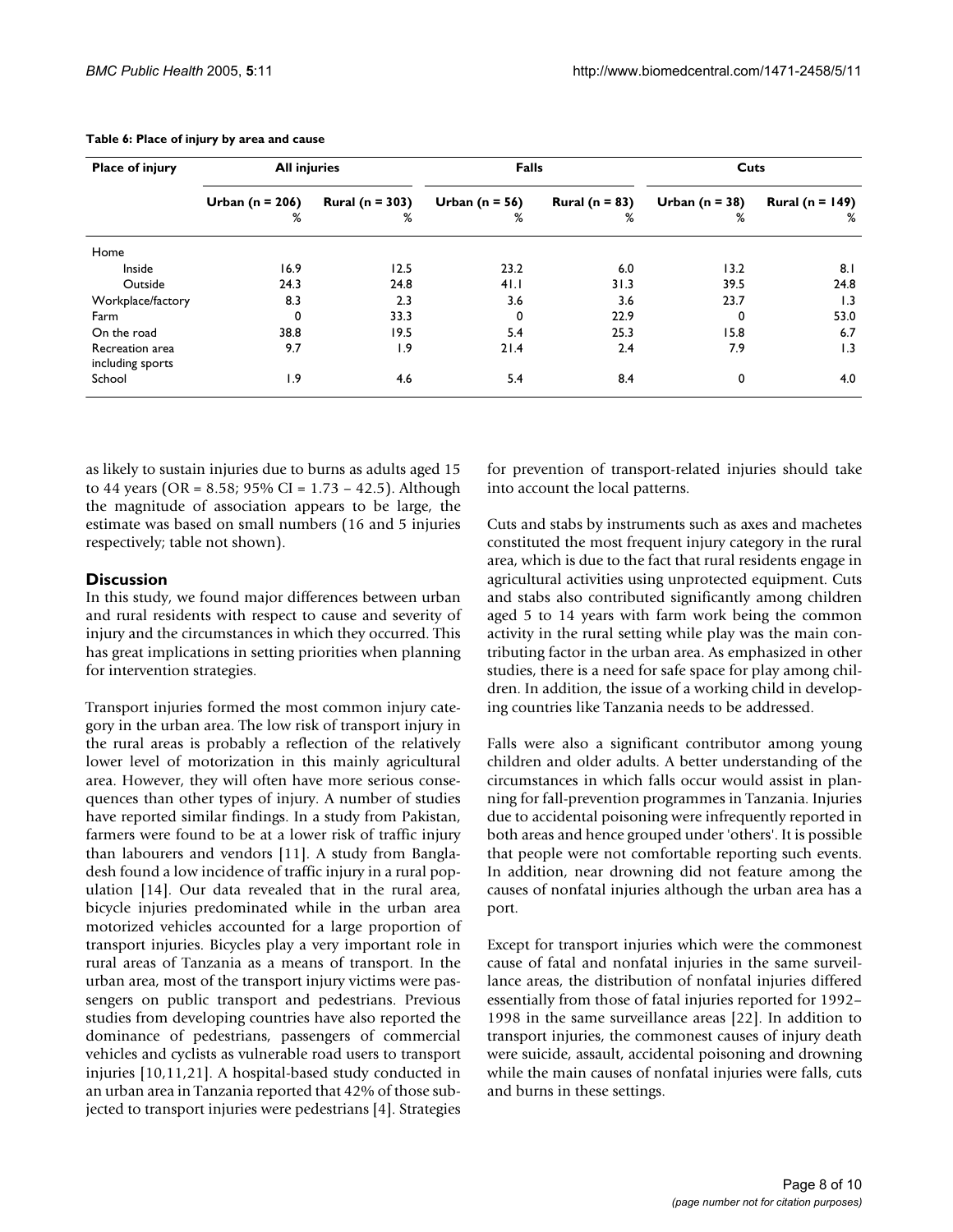**Table 6: Place of injury by area and cause**

| Place of injury | All injuries | | Falls | | Cuts | |
|---|---|---|---|---|---|---|
| | Urban (n = 206) % | Rural (n = 303) % | Urban (n = 56) % | Rural (n = 83) % | Urban (n = 38) % | Rural (n = 149) % |
| Home | | | | | | |
| Inside | 16.9 | 12.5 | 23.2 | 6.0 | 13.2 | 8.1 |
| Outside | 24.3 | 24.8 | 41.1 | 31.3 | 39.5 | 24.8 |
| Workplace/factory | 8.3 | 2.3 | 3.6 | 3.6 | 23.7 | 1.3 |
| Farm | 0 | 33.3 | 0 | 22.9 | 0 | 53.0 |
| On the road | 38.8 | 19.5 | 5.4 | 25.3 | 15.8 | 6.7 |
| Recreation area including sports | 9.7 | 1.9 | 21.4 | 2.4 | 7.9 | 1.3 |
| School | 1.9 | 4.6 | 5.4 | 8.4 | 0 | 4.0 |

as likely to sustain injuries due to burns as adults aged 15 to 44 years (OR = 8.58; 95% CI = 1.73 – 42.5). Although the magnitude of association appears to be large, the estimate was based on small numbers (16 and 5 injuries respectively; table not shown).

## Discussion

In this study, we found major differences between urban and rural residents with respect to cause and severity of injury and the circumstances in which they occurred. This has great implications in setting priorities when planning for intervention strategies.

Transport injuries formed the most common injury category in the urban area. The low risk of transport injury in the rural areas is probably a reflection of the relatively lower level of motorization in this mainly agricultural area. However, they will often have more serious consequences than other types of injury. A number of studies have reported similar findings. In a study from Pakistan, farmers were found to be at a lower risk of traffic injury than labourers and vendors [11]. A study from Bangladesh found a low incidence of traffic injury in a rural population [14]. Our data revealed that in the rural area, bicycle injuries predominated while in the urban area motorized vehicles accounted for a large proportion of transport injuries. Bicycles play a very important role in rural areas of Tanzania as a means of transport. In the urban area, most of the transport injury victims were passengers on public transport and pedestrians. Previous studies from developing countries have also reported the dominance of pedestrians, passengers of commercial vehicles and cyclists as vulnerable road users to transport injuries [10,11,21]. A hospital-based study conducted in an urban area in Tanzania reported that 42% of those subjected to transport injuries were pedestrians [4]. Strategies for prevention of transport-related injuries should take into account the local patterns.

Cuts and stabs by instruments such as axes and machetes constituted the most frequent injury category in the rural area, which is due to the fact that rural residents engage in agricultural activities using unprotected equipment. Cuts and stabs also contributed significantly among children aged 5 to 14 years with farm work being the common activity in the rural setting while play was the main contributing factor in the urban area. As emphasized in other studies, there is a need for safe space for play among children. In addition, the issue of a working child in developing countries like Tanzania needs to be addressed.

Falls were also a significant contributor among young children and older adults. A better understanding of the circumstances in which falls occur would assist in planning for fall-prevention programmes in Tanzania. Injuries due to accidental poisoning were infrequently reported in both areas and hence grouped under 'others'. It is possible that people were not comfortable reporting such events. In addition, near drowning did not feature among the causes of nonfatal injuries although the urban area has a port.

Except for transport injuries which were the commonest cause of fatal and nonfatal injuries in the same surveillance areas, the distribution of nonfatal injuries differed essentially from those of fatal injuries reported for 1992–1998 in the same surveillance areas [22]. In addition to transport injuries, the commonest causes of injury death were suicide, assault, accidental poisoning and drowning while the main causes of nonfatal injuries were falls, cuts and burns in these settings.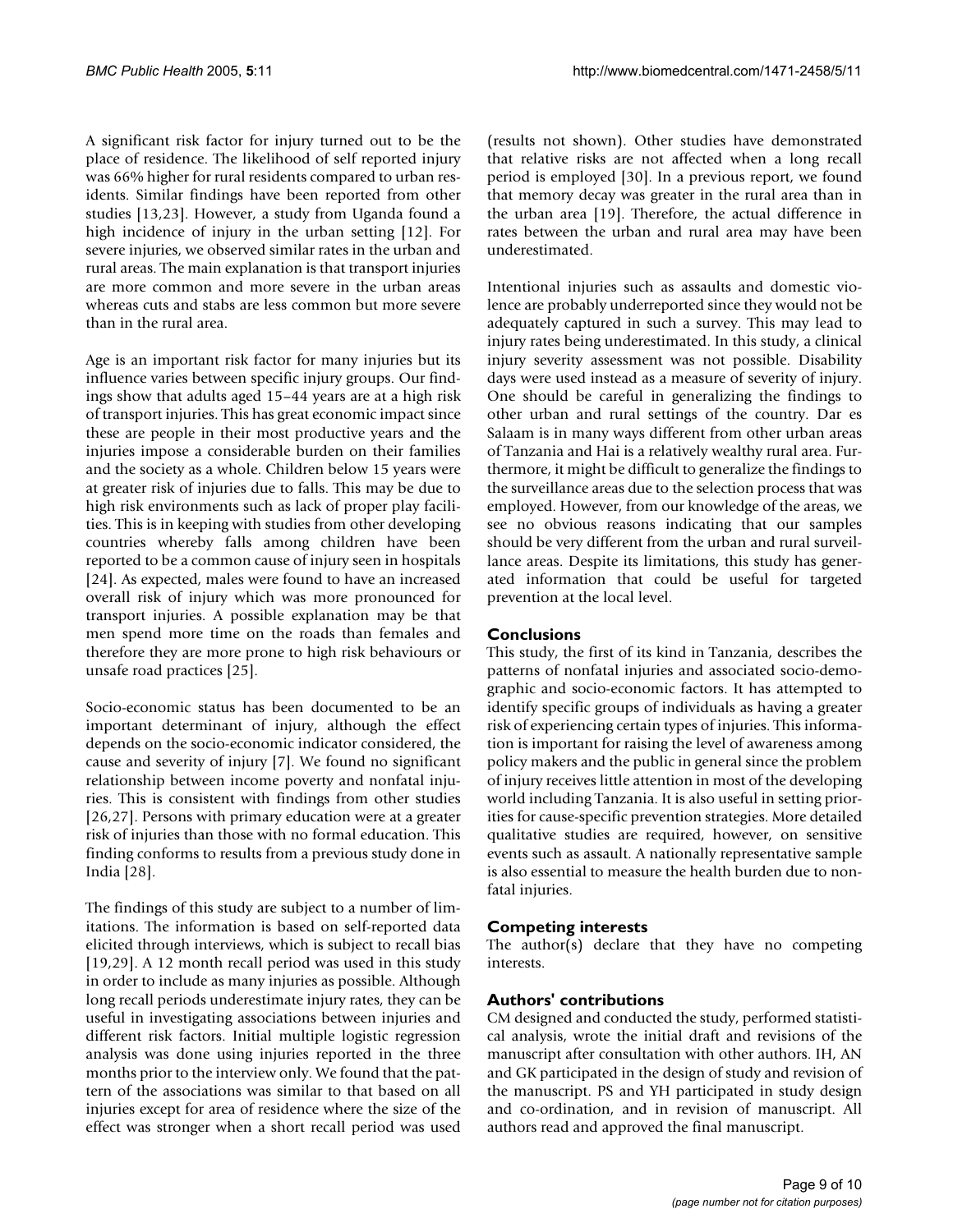A significant risk factor for injury turned out to be the place of residence. The likelihood of self reported injury was 66% higher for rural residents compared to urban residents. Similar findings have been reported from other studies [13,23]. However, a study from Uganda found a high incidence of injury in the urban setting [12]. For severe injuries, we observed similar rates in the urban and rural areas. The main explanation is that transport injuries are more common and more severe in the urban areas whereas cuts and stabs are less common but more severe than in the rural area.

Age is an important risk factor for many injuries but its influence varies between specific injury groups. Our findings show that adults aged 15–44 years are at a high risk of transport injuries. This has great economic impact since these are people in their most productive years and the injuries impose a considerable burden on their families and the society as a whole. Children below 15 years were at greater risk of injuries due to falls. This may be due to high risk environments such as lack of proper play facilities. This is in keeping with studies from other developing countries whereby falls among children have been reported to be a common cause of injury seen in hospitals [24]. As expected, males were found to have an increased overall risk of injury which was more pronounced for transport injuries. A possible explanation may be that men spend more time on the roads than females and therefore they are more prone to high risk behaviours or unsafe road practices [25].

Socio-economic status has been documented to be an important determinant of injury, although the effect depends on the socio-economic indicator considered, the cause and severity of injury [7]. We found no significant relationship between income poverty and nonfatal injuries. This is consistent with findings from other studies [26,27]. Persons with primary education were at a greater risk of injuries than those with no formal education. This finding conforms to results from a previous study done in India [28].

The findings of this study are subject to a number of limitations. The information is based on self-reported data elicited through interviews, which is subject to recall bias [19,29]. A 12 month recall period was used in this study in order to include as many injuries as possible. Although long recall periods underestimate injury rates, they can be useful in investigating associations between injuries and different risk factors. Initial multiple logistic regression analysis was done using injuries reported in the three months prior to the interview only. We found that the pattern of the associations was similar to that based on all injuries except for area of residence where the size of the effect was stronger when a short recall period was used (results not shown). Other studies have demonstrated that relative risks are not affected when a long recall period is employed [30]. In a previous report, we found that memory decay was greater in the rural area than in the urban area [19]. Therefore, the actual difference in rates between the urban and rural area may have been underestimated.

Intentional injuries such as assaults and domestic violence are probably underreported since they would not be adequately captured in such a survey. This may lead to injury rates being underestimated. In this study, a clinical injury severity assessment was not possible. Disability days were used instead as a measure of severity of injury. One should be careful in generalizing the findings to other urban and rural settings of the country. Dar es Salaam is in many ways different from other urban areas of Tanzania and Hai is a relatively wealthy rural area. Furthermore, it might be difficult to generalize the findings to the surveillance areas due to the selection process that was employed. However, from our knowledge of the areas, we see no obvious reasons indicating that our samples should be very different from the urban and rural surveillance areas. Despite its limitations, this study has generated information that could be useful for targeted prevention at the local level.

## Conclusions

This study, the first of its kind in Tanzania, describes the patterns of nonfatal injuries and associated socio-demographic and socio-economic factors. It has attempted to identify specific groups of individuals as having a greater risk of experiencing certain types of injuries. This information is important for raising the level of awareness among policy makers and the public in general since the problem of injury receives little attention in most of the developing world including Tanzania. It is also useful in setting priorities for cause-specific prevention strategies. More detailed qualitative studies are required, however, on sensitive events such as assault. A nationally representative sample is also essential to measure the health burden due to nonfatal injuries.

## Competing interests

The author(s) declare that they have no competing interests.

## Authors' contributions

CM designed and conducted the study, performed statistical analysis, wrote the initial draft and revisions of the manuscript after consultation with other authors. IH, AN and GK participated in the design of study and revision of the manuscript. PS and YH participated in study design and co-ordination, and in revision of manuscript. All authors read and approved the final manuscript.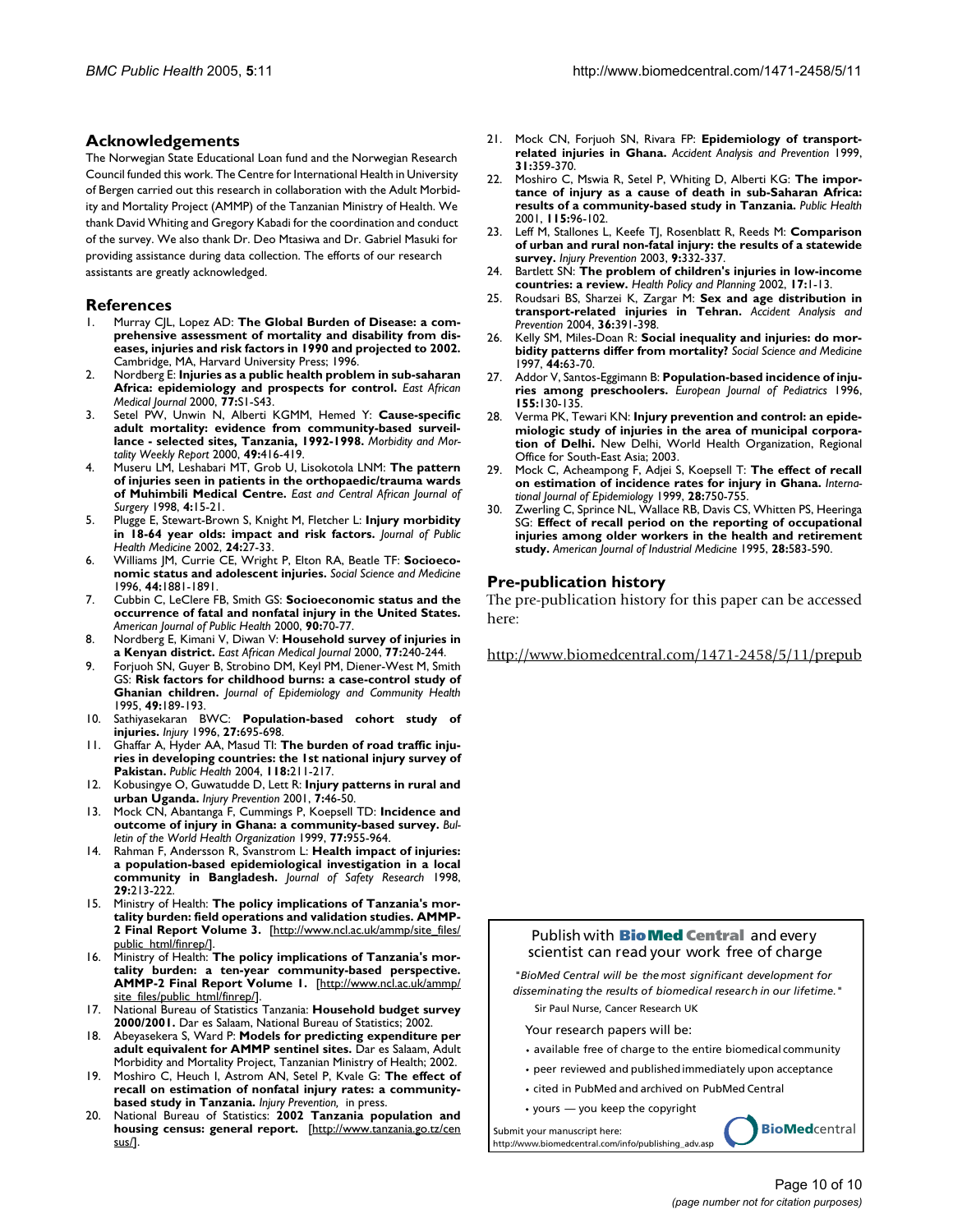## Acknowledgements

The Norwegian State Educational Loan fund and the Norwegian Research Council funded this work. The Centre for International Health in University of Bergen carried out this research in collaboration with the Adult Morbidity and Mortality Project (AMMP) of the Tanzanian Ministry of Health. We thank David Whiting and Gregory Kabadi for the coordination and conduct of the survey. We also thank Dr. Deo Mtasiwa and Dr. Gabriel Masuki for providing assistance during data collection. The efforts of our research assistants are greatly acknowledged.

## References

1. Murray CJL, Lopez AD: **The Global Burden of Disease: a comprehensive assessment of mortality and disability from diseases, injuries and risk factors in 1990 and projected to 2002.** Cambridge, MA, Harvard University Press; 1996.
2. Nordberg E: **Injuries as a public health problem in sub-saharan Africa: epidemiology and prospects for control.** *East African Medical Journal* 2000, **77:**S1-S43.
3. Setel PW, Unwin N, Alberti KGMM, Hemed Y: **Cause-specific adult mortality: evidence from community-based surveillance - selected sites, Tanzania, 1992-1998.** *Morbidity and Mortality Weekly Report* 2000, **49:**416-419.
4. Museru LM, Leshabari MT, Grob U, Lisokotola LNM: **The pattern of injuries seen in patients in the orthopaedic/trauma wards of Muhimbili Medical Centre.** *East and Central African Journal of Surgery* 1998, **4:**15-21.
5. Plugge E, Stewart-Brown S, Knight M, Fletcher L: **Injury morbidity in 18-64 year olds: impact and risk factors.** *Journal of Public Health Medicine* 2002, **24:**27-33.
6. Williams JM, Currie CE, Wright P, Elton RA, Beatle TF: **Socioeconomic status and adolescent injuries.** *Social Science and Medicine* 1996, **44:**1881-1891.
7. Cubbin C, LeClere FB, Smith GS: **Socioeconomic status and the occurrence of fatal and nonfatal injury in the United States.** *American Journal of Public Health* 2000, **90:**70-77.
8. Nordberg E, Kimani V, Diwan V: **Household survey of injuries in a Kenyan district.** *East African Medical Journal* 2000, **77:**240-244.
9. Forjuoh SN, Guyer B, Strobino DM, Keyl PM, Diener-West M, Smith GS: **Risk factors for childhood burns: a case-control study of Ghanian children.** *Journal of Epidemiology and Community Health* 1995, **49:**189-193.
10. Sathiyasekaran BWC: **Population-based cohort study of injuries.** *Injury* 1996, **27:**695-698.
11. Ghaffar A, Hyder AA, Masud TI: **The burden of road traffic injuries in developing countries: the 1st national injury survey of Pakistan.** *Public Health* 2004, **118:**211-217.
12. Kobusingye O, Guwatudde D, Lett R: **Injury patterns in rural and urban Uganda.** *Injury Prevention* 2001, **7:**46-50.
13. Mock CN, Abantanga F, Cummings P, Koepsell TD: **Incidence and outcome of injury in Ghana: a community-based survey.** *Bulletin of the World Health Organization* 1999, **77:**955-964.
14. Rahman F, Andersson R, Svanstrom L: **Health impact of injuries: a population-based epidemiological investigation in a local community in Bangladesh.** *Journal of Safety Research* 1998, **29:**213-222.
15. Ministry of Health: **The policy implications of Tanzania's mortality burden: field operations and validation studies. AMMP-2 Final Report Volume 3.** [http://www.ncl.ac.uk/ammp/site_files/public_html/finrep/].
16. Ministry of Health: **The policy implications of Tanzania's mortality burden: a ten-year community-based perspective. AMMP-2 Final Report Volume 1.** [http://www.ncl.ac.uk/ammp/site_files/public_html/finrep/].
17. National Bureau of Statistics Tanzania: **Household budget survey 2000/2001.** Dar es Salaam, National Bureau of Statistics; 2002.
18. Abeyasekera S, Ward P: **Models for predicting expenditure per adult equivalent for AMMP sentinel sites.** Dar es Salaam, Adult Morbidity and Mortality Project, Tanzanian Ministry of Health; 2002.
19. Moshiro C, Heuch I, Astrom AN, Setel P, Kvale G: **The effect of recall on estimation of nonfatal injury rates: a community-based study in Tanzania.** *Injury Prevention,* in press.
20. National Bureau of Statistics: **2002 Tanzania population and housing census: general report.** [http://www.tanzania.go.tz/census/].
21. Mock CN, Forjuoh SN, Rivara FP: **Epidemiology of transport-related injuries in Ghana.** *Accident Analysis and Prevention* 1999, **31:**359-370.
22. Moshiro C, Mswia R, Setel P, Whiting D, Alberti KG: **The importance of injury as a cause of death in sub-Saharan Africa: results of a community-based study in Tanzania.** *Public Health* 2001, **115:**96-102.
23. Leff M, Stallones L, Keefe TJ, Rosenblatt R, Reeds M: **Comparison of urban and rural non-fatal injury: the results of a statewide survey.** *Injury Prevention* 2003, **9:**332-337.
24. Bartlett SN: **The problem of children's injuries in low-income countries: a review.** *Health Policy and Planning* 2002, **17:**1-13.
25. Roudsari BS, Sharzei K, Zargar M: **Sex and age distribution in transport-related injuries in Tehran.** *Accident Analysis and Prevention* 2004, **36:**391-398.
26. Kelly SM, Miles-Doan R: **Social inequality and injuries: do morbidity patterns differ from mortality?** *Social Science and Medicine* 1997, **44:**63-70.
27. Addor V, Santos-Eggimann B: **Population-based incidence of injuries among preschoolers.** *European Journal of Pediatrics* 1996, **155:**130-135.
28. Verma PK, Tewari KN: **Injury prevention and control: an epidemiologic study of injuries in the area of municipal corporation of Delhi.** New Delhi, World Health Organization, Regional Office for South-East Asia; 2003.
29. Mock C, Acheampong F, Adjei S, Koepsell T: **The effect of recall on estimation of incidence rates for injury in Ghana.** *International Journal of Epidemiology* 1999, **28:**750-755.
30. Zwerling C, Sprince NL, Wallace RB, Davis CS, Whitten PS, Heeringa SG: **Effect of recall period on the reporting of occupational injuries among older workers in the health and retirement study.** *American Journal of Industrial Medicine* 1995, **28:**583-590.

## Pre-publication history

The pre-publication history for this paper can be accessed here:

http://www.biomedcentral.com/1471-2458/5/11/prepub

Publish with **BioMed Central** and every scientist can read your work free of charge

*"BioMed Central will be the most significant development for disseminating the results of biomedical research in our lifetime."*

Sir Paul Nurse, Cancer Research UK

Your research papers will be:

- available free of charge to the entire biomedical community
- peer reviewed and published immediately upon acceptance
- cited in PubMed and archived on PubMed Central
- yours — you keep the copyright

Submit your manuscript here:
http://www.biomedcentral.com/info/publishing_adv.asp

**BioMed**central